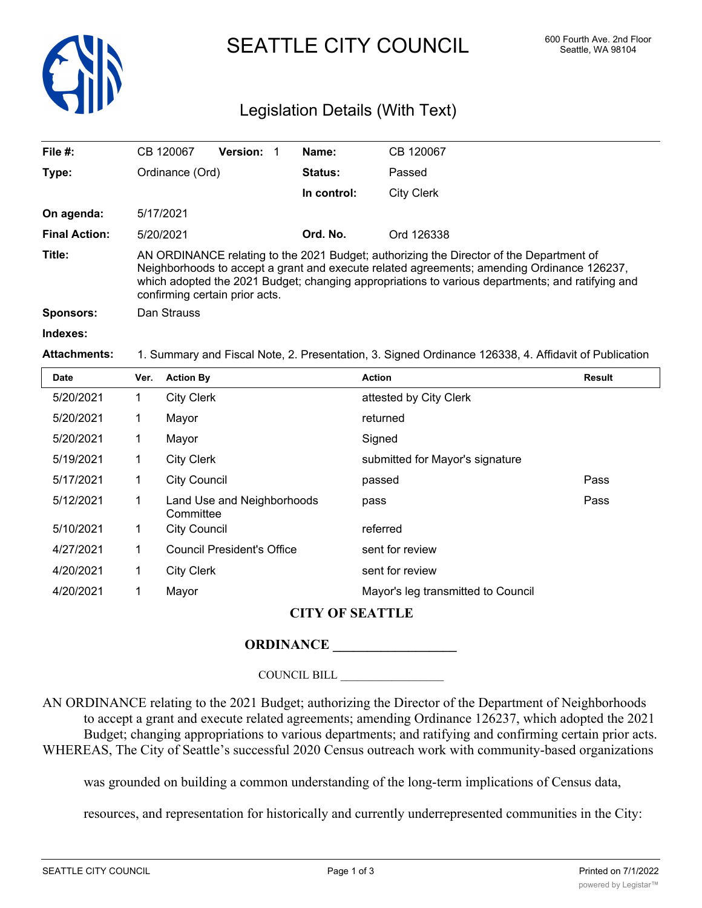# SEATTLE CITY COUNCIL

600 Fourth Ave. 2nd Floor
Seattle, WA 98104

## Legislation Details (With Text)

| | | | |
|---|---|---|---|
| **File #:** | CB 120067 **Version:** 1 | **Name:** | CB 120067 |
| **Type:** | Ordinance (Ord) | **Status:** | Passed |
| | | **In control:** | City Clerk |
| **On agenda:** | 5/17/2021 | | |
| **Final Action:** | 5/20/2021 | **Ord. No.** | Ord 126338 |

**Title:** AN ORDINANCE relating to the 2021 Budget; authorizing the Director of the Department of Neighborhoods to accept a grant and execute related agreements; amending Ordinance 126237, which adopted the 2021 Budget; changing appropriations to various departments; and ratifying and confirming certain prior acts.

**Sponsors:** Dan Strauss

**Indexes:**

**Attachments:** 1. Summary and Fiscal Note, 2. Presentation, 3. Signed Ordinance 126338, 4. Affidavit of Publication

| Date | Ver. | Action By | Action | Result |
|---|---|---|---|---|
| 5/20/2021 | 1 | City Clerk | attested by City Clerk | |
| 5/20/2021 | 1 | Mayor | returned | |
| 5/20/2021 | 1 | Mayor | Signed | |
| 5/19/2021 | 1 | City Clerk | submitted for Mayor's signature | |
| 5/17/2021 | 1 | City Council | passed | Pass |
| 5/12/2021 | 1 | Land Use and Neighborhoods Committee | pass | Pass |
| 5/10/2021 | 1 | City Council | referred | |
| 4/27/2021 | 1 | Council President's Office | sent for review | |
| 4/20/2021 | 1 | City Clerk | sent for review | |
| 4/20/2021 | 1 | Mayor | Mayor's leg transmitted to Council | |

**CITY OF SEATTLE**

**ORDINANCE \_\_\_\_\_\_\_\_\_\_\_\_\_\_\_\_\_\_**

COUNCIL BILL \_\_\_\_\_\_\_\_\_\_\_\_\_\_\_\_\_\_

AN ORDINANCE relating to the 2021 Budget; authorizing the Director of the Department of Neighborhoods to accept a grant and execute related agreements; amending Ordinance 126237, which adopted the 2021 Budget; changing appropriations to various departments; and ratifying and confirming certain prior acts.

WHEREAS, The City of Seattle's successful 2020 Census outreach work with community-based organizations was grounded on building a common understanding of the long-term implications of Census data, resources, and representation for historically and currently underrepresented communities in the City: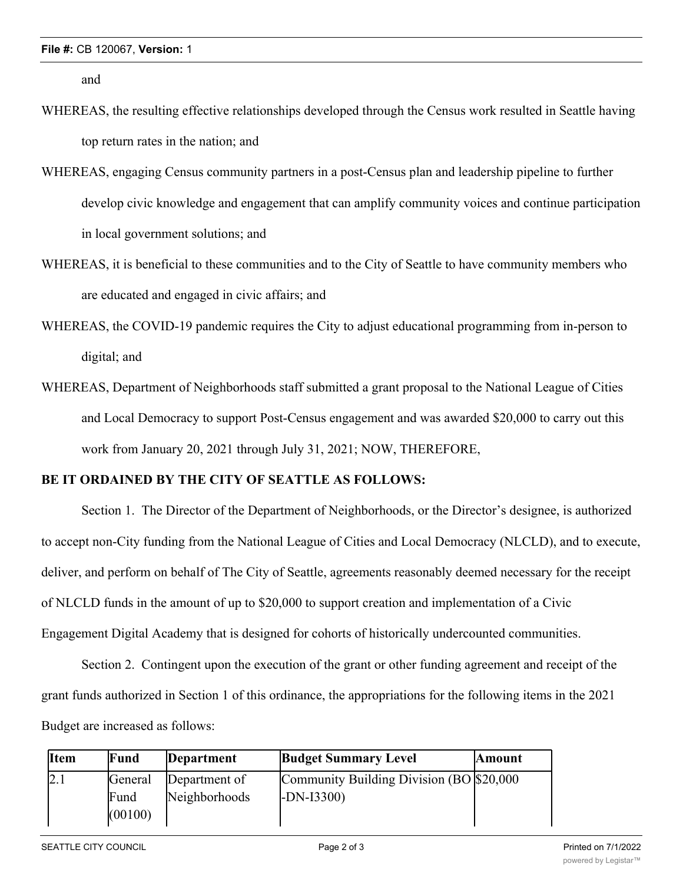and

WHEREAS, the resulting effective relationships developed through the Census work resulted in Seattle having top return rates in the nation; and

WHEREAS, engaging Census community partners in a post-Census plan and leadership pipeline to further develop civic knowledge and engagement that can amplify community voices and continue participation in local government solutions; and

WHEREAS, it is beneficial to these communities and to the City of Seattle to have community members who are educated and engaged in civic affairs; and

WHEREAS, the COVID-19 pandemic requires the City to adjust educational programming from in-person to digital; and

WHEREAS, Department of Neighborhoods staff submitted a grant proposal to the National League of Cities and Local Democracy to support Post-Census engagement and was awarded $20,000 to carry out this work from January 20, 2021 through July 31, 2021; NOW, THEREFORE,

**BE IT ORDAINED BY THE CITY OF SEATTLE AS FOLLOWS:**

Section 1. The Director of the Department of Neighborhoods, or the Director's designee, is authorized to accept non-City funding from the National League of Cities and Local Democracy (NLCLD), and to execute, deliver, and perform on behalf of The City of Seattle, agreements reasonably deemed necessary for the receipt of NLCLD funds in the amount of up to $20,000 to support creation and implementation of a Civic Engagement Digital Academy that is designed for cohorts of historically undercounted communities.

Section 2. Contingent upon the execution of the grant or other funding agreement and receipt of the grant funds authorized in Section 1 of this ordinance, the appropriations for the following items in the 2021 Budget are increased as follows:

| Item | Fund | Department | Budget Summary Level | Amount |
|---|---|---|---|---|
| 2.1 | General Fund (00100) | Department of Neighborhoods | Community Building Division (BO-DN-I3300) | $20,000 |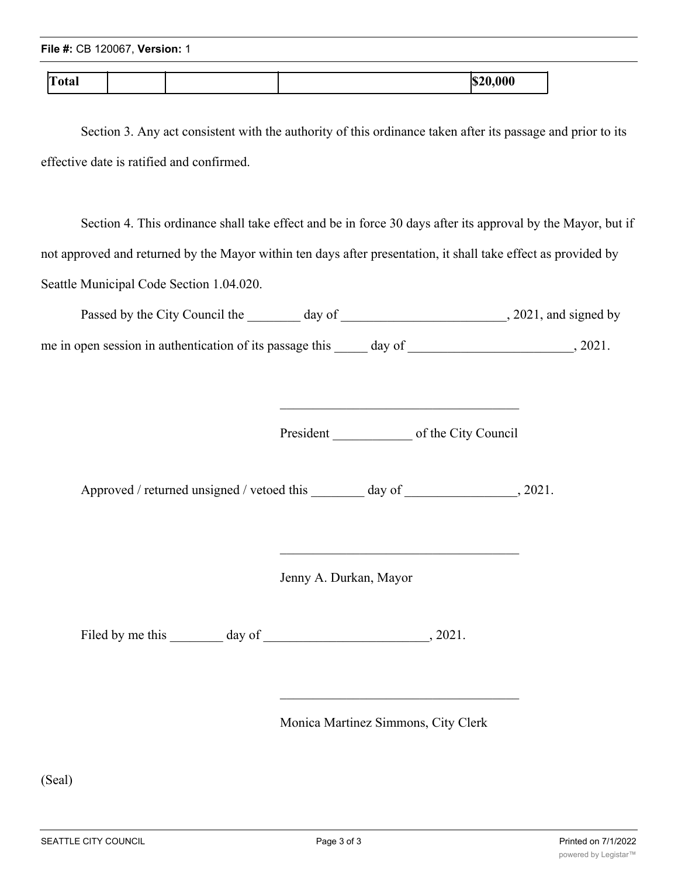| | | | | |
|---|---|---|---|---|
| **Total** | | | | **$20,000** |

Section 3. Any act consistent with the authority of this ordinance taken after its passage and prior to its effective date is ratified and confirmed.

Section 4. This ordinance shall take effect and be in force 30 days after its approval by the Mayor, but if not approved and returned by the Mayor within ten days after presentation, it shall take effect as provided by Seattle Municipal Code Section 1.04.020.

Passed by the City Council the ________ day of _________________________, 2021, and signed by me in open session in authentication of its passage this _____ day of _________________________, 2021.

____________________________________

President ____________ of the City Council

Approved / returned unsigned / vetoed this ________ day of _________________, 2021.

____________________________________

Jenny A. Durkan, Mayor

Filed by me this ________ day of _________________________, 2021.

____________________________________

Monica Martinez Simmons, City Clerk

(Seal)